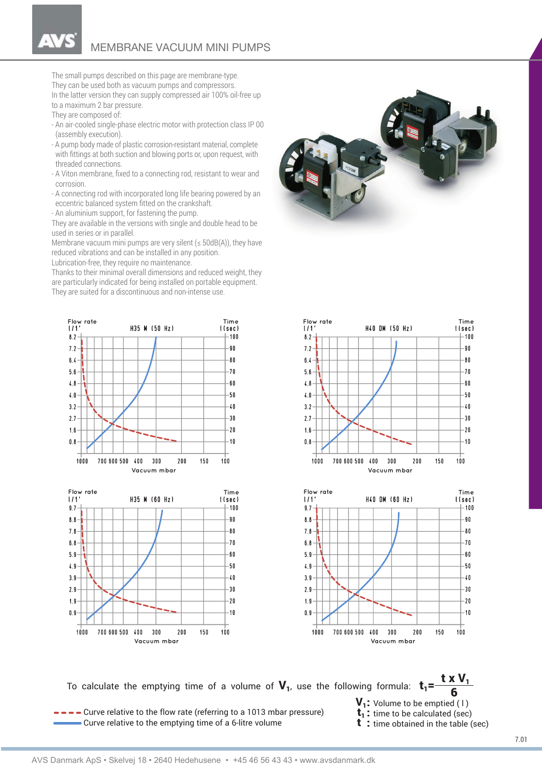# MEMBRANE VACUUM MINI PUMPS

The small pumps described on this page are membrane-type.
They can be used both as vacuum pumps and compressors.
In the latter version they can supply compressed air 100% oil-free up to a maximum 2 bar pressure.
They are composed of:

- An air-cooled single-phase electric motor with protection class IP 00 (assembly execution).
- A pump body made of plastic corrosion-resistant material, complete with fittings at both suction and blowing ports or, upon request, with threaded connections.
- A Viton membrane, fixed to a connecting rod, resistant to wear and corrosion.
- A connecting rod with incorporated long life bearing powered by an eccentric balanced system fitted on the crankshaft.
- An aluminium support, for fastening the pump.

They are available in the versions with single and double head to be used in series or in parallel.
Membrane vacuum mini pumps are very silent (≤ 50dB(A)), they have reduced vibrations and can be installed in any position.
Lubrication-free, they require no maintenance.
Thanks to their minimal overall dimensions and reduced weight, they are particularly indicated for being installed on portable equipment.
They are suited for a discontinuous and non-intense use.

**H35 M (50 Hz)** — Flow rate l/1' (0.8–8.2) / Time (sec) (10–100) vs Vacuum mbar (1000, 700, 600, 500, 400, 300, 200, 150, 100)

**H40 DM (50 Hz)** — Flow rate l/1' (0.8–8.2) / Time (sec) (10–100) vs Vacuum mbar (1000, 700, 600, 500, 400, 300, 200, 150, 100)

**H35 M (60 Hz)** — Flow rate l/1' (0.9–9.7) / Time (sec) (10–100) vs Vacuum mbar (1000, 700, 600, 500, 400, 300, 200, 150, 100)

**H40 DM (60 Hz)** — Flow rate l/1' (0.9–9.7) / Time (sec) (10–100) vs Vacuum mbar (1000, 700, 600, 500, 400, 300, 200, 150, 100)

To calculate the emptying time of a volume of $V_1$, use the following formula: $t_1 = \frac{t \times V_1}{6}$

- - - - Curve relative to the flow rate (referring to a 1013 mbar pressure)
—— Curve relative to the emptying time of a 6-litre volume

$V_1$: Volume to be emptied ( l )
$t_1$: time to be calculated (sec)
$t$ : time obtained in the table (sec)

AVS Danmark ApS • Skelvej 18 • 2640 Hedehusene • +45 46 56 43 43 • www.avsdanmark.dk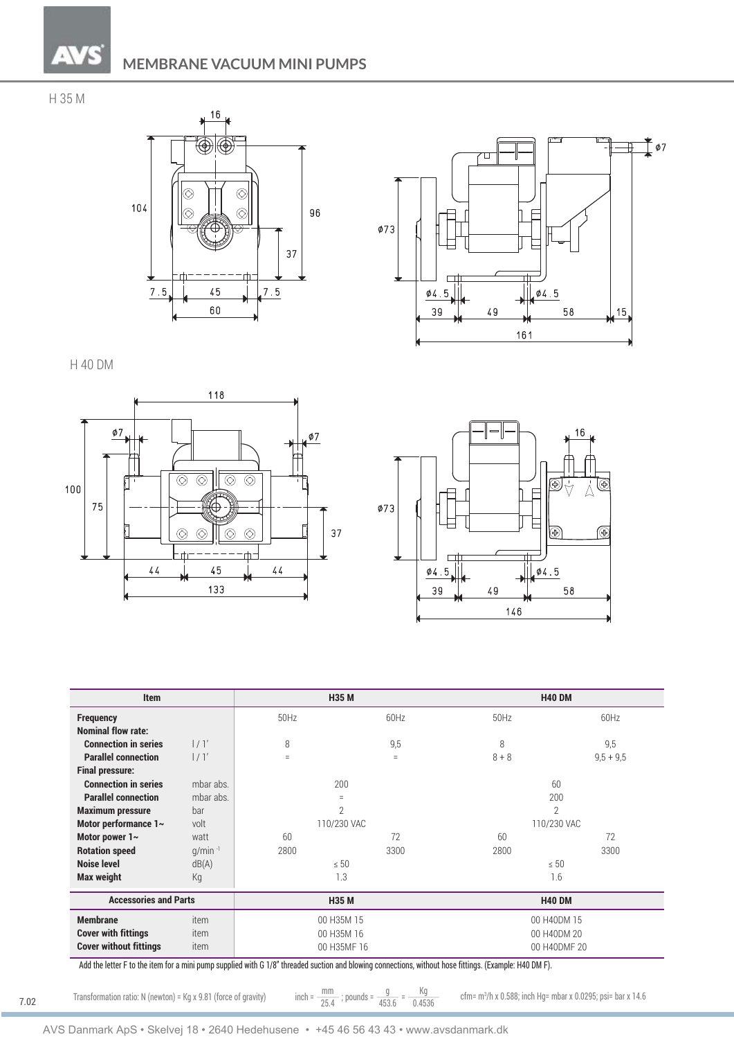# MEMBRANE VACUUM MINI PUMPS

H 35 M

16
104
96
37
7.5
45
7.5
60
ø7
ø73
ø4.5
ø4.5
39
49
58
15
161

H 40 DM

118
ø7
ø7
100
75
37
44
45
44
133
16
ø73
ø4.5
ø4.5
39
49
58
146

| Item | | H35 M | | H40 DM | |
|---|---|---|---|---|---|
| **Frequency** | | 50Hz | 60Hz | 50Hz | 60Hz |
| **Nominal flow rate:** | | | | | |
| **Connection in series** | l / 1' | 8 | 9,5 | 8 | 9,5 |
| **Parallel connection** | l / 1' | = | = | 8 + 8 | 9,5 + 9,5 |
| **Final pressure:** | | | | | |
| **Connection in series** | mbar abs. | 200 | | 60 | |
| **Parallel connection** | mbar abs. | = | | 200 | |
| **Maximum pressure** | bar | 2 | | 2 | |
| **Motor performance 1~** | volt | 110/230 VAC | | 110/230 VAC | |
| **Motor power 1~** | watt | 60 | 72 | 60 | 72 |
| **Rotation speed** | g/min $^{-1}$ | 2800 | 3300 | 2800 | 3300 |
| **Noise level** | dB(A) | ≤ 50 | | ≤ 50 | |
| **Max weight** | Kg | 1.3 | | 1.6 | |

| Accessories and Parts | | H35 M | H40 DM |
|---|---|---|---|
| **Membrane** | item | 00 H35M 15 | 00 H40DM 15 |
| **Cover with fittings** | item | 00 H35M 16 | 00 H40DM 20 |
| **Cover without fittings** | item | 00 H35MF 16 | 00 H40DMF 20 |

Add the letter F to the item for a mini pump supplied with G 1/8" threaded suction and blowing connections, without hose fittings. (Example: H40 DM F).

Transformation ratio: N (newton) = Kg x 9.81 (force of gravity) inch = $\frac{mm}{25.4}$ ; pounds = $\frac{g}{453.6}$ = $\frac{Kg}{0.4536}$ cfm= $m^3$/h x 0.588; inch Hg= mbar x 0.0295; psi= bar x 14.6